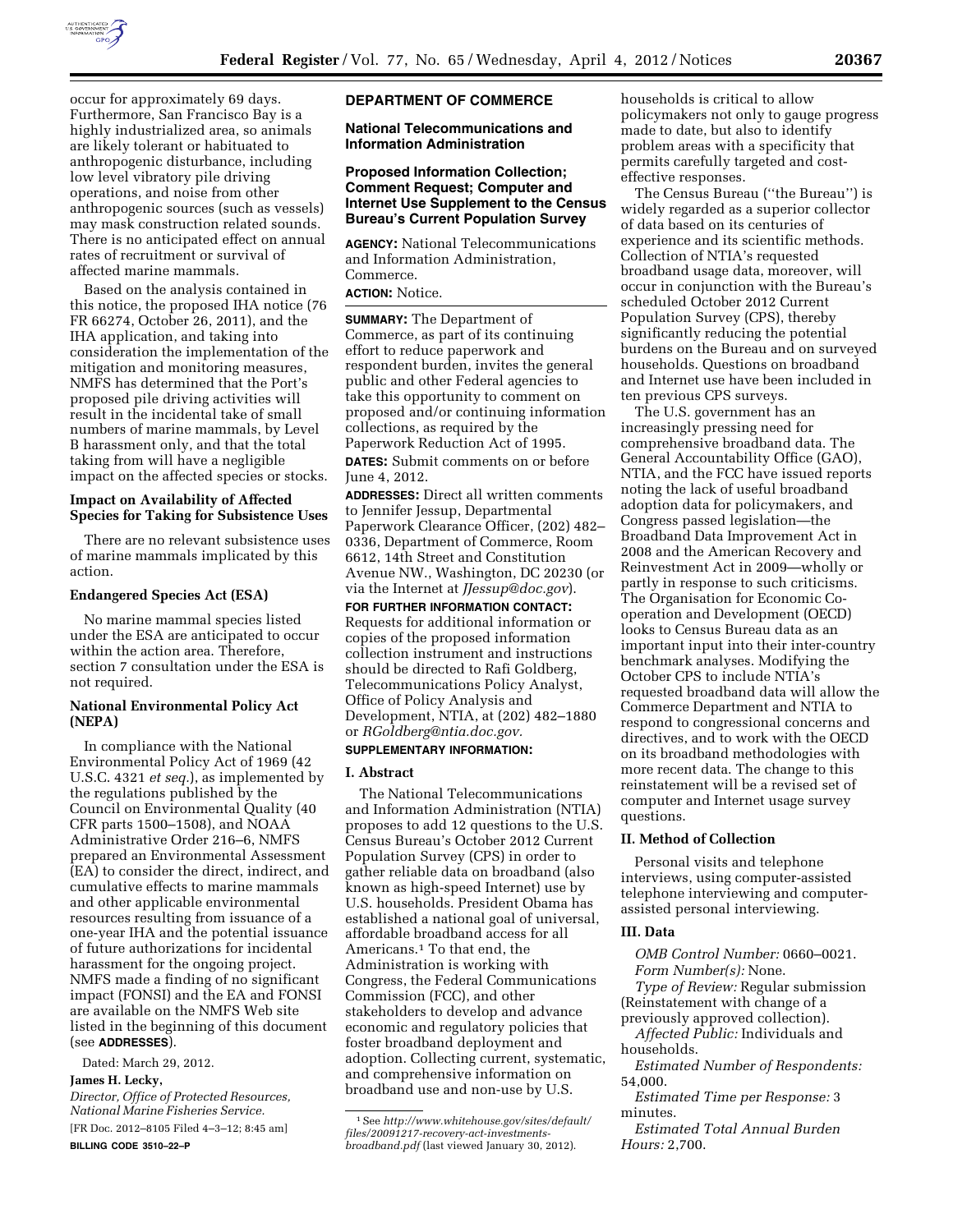occur for approximately 69 days. Furthermore, San Francisco Bay is a highly industrialized area, so animals are likely tolerant or habituated to anthropogenic disturbance, including low level vibratory pile driving operations, and noise from other anthropogenic sources (such as vessels) may mask construction related sounds. There is no anticipated effect on annual rates of recruitment or survival of affected marine mammals.

Based on the analysis contained in this notice, the proposed IHA notice (76 FR 66274, October 26, 2011), and the IHA application, and taking into consideration the implementation of the mitigation and monitoring measures, NMFS has determined that the Port's proposed pile driving activities will result in the incidental take of small numbers of marine mammals, by Level B harassment only, and that the total taking from will have a negligible impact on the affected species or stocks.

### Impact on Availability of Affected Species for Taking for Subsistence Uses

There are no relevant subsistence uses of marine mammals implicated by this action.

### Endangered Species Act (ESA)

No marine mammal species listed under the ESA are anticipated to occur within the action area. Therefore, section 7 consultation under the ESA is not required.

### National Environmental Policy Act (NEPA)

In compliance with the National Environmental Policy Act of 1969 (42 U.S.C. 4321 *et seq.*), as implemented by the regulations published by the Council on Environmental Quality (40 CFR parts 1500–1508), and NOAA Administrative Order 216–6, NMFS prepared an Environmental Assessment (EA) to consider the direct, indirect, and cumulative effects to marine mammals and other applicable environmental resources resulting from issuance of a one-year IHA and the potential issuance of future authorizations for incidental harassment for the ongoing project. NMFS made a finding of no significant impact (FONSI) and the EA and FONSI are available on the NMFS Web site listed in the beginning of this document (see **ADDRESSES**).

Dated: March 29, 2012.

**James H. Lecky,**

*Director, Office of Protected Resources, National Marine Fisheries Service.*

[FR Doc. 2012–8105 Filed 4–3–12; 8:45 am]

**BILLING CODE 3510–22–P**

## DEPARTMENT OF COMMERCE

### National Telecommunications and Information Administration

### Proposed Information Collection; Comment Request; Computer and Internet Use Supplement to the Census Bureau's Current Population Survey

**AGENCY:** National Telecommunications and Information Administration, Commerce.

**ACTION:** Notice.

**SUMMARY:** The Department of Commerce, as part of its continuing effort to reduce paperwork and respondent burden, invites the general public and other Federal agencies to take this opportunity to comment on proposed and/or continuing information collections, as required by the Paperwork Reduction Act of 1995.

**DATES:** Submit comments on or before June 4, 2012.

**ADDRESSES:** Direct all written comments to Jennifer Jessup, Departmental Paperwork Clearance Officer, (202) 482–0336, Department of Commerce, Room 6612, 14th Street and Constitution Avenue NW., Washington, DC 20230 (or via the Internet at *JJessup@doc.gov*).

**FOR FURTHER INFORMATION CONTACT:** Requests for additional information or copies of the proposed information collection instrument and instructions should be directed to Rafi Goldberg, Telecommunications Policy Analyst, Office of Policy Analysis and Development, NTIA, at (202) 482–1880 or *RGoldberg@ntia.doc.gov.*

**SUPPLEMENTARY INFORMATION:**

### I. Abstract

The National Telecommunications and Information Administration (NTIA) proposes to add 12 questions to the U.S. Census Bureau's October 2012 Current Population Survey (CPS) in order to gather reliable data on broadband (also known as high-speed Internet) use by U.S. households. President Obama has established a national goal of universal, affordable broadband access for all Americans.[1] To that end, the Administration is working with Congress, the Federal Communications Commission (FCC), and other stakeholders to develop and advance economic and regulatory policies that foster broadband deployment and adoption. Collecting current, systematic, and comprehensive information on broadband use and non-use by U.S. households is critical to allow policymakers not only to gauge progress made to date, but also to identify problem areas with a specificity that permits carefully targeted and cost-effective responses.

The Census Bureau (''the Bureau'') is widely regarded as a superior collector of data based on its centuries of experience and its scientific methods. Collection of NTIA's requested broadband usage data, moreover, will occur in conjunction with the Bureau's scheduled October 2012 Current Population Survey (CPS), thereby significantly reducing the potential burdens on the Bureau and on surveyed households. Questions on broadband and Internet use have been included in ten previous CPS surveys.

The U.S. government has an increasingly pressing need for comprehensive broadband data. The General Accountability Office (GAO), NTIA, and the FCC have issued reports noting the lack of useful broadband adoption data for policymakers, and Congress passed legislation—the Broadband Data Improvement Act in 2008 and the American Recovery and Reinvestment Act in 2009—wholly or partly in response to such criticisms. The Organisation for Economic Co-operation and Development (OECD) looks to Census Bureau data as an important input into their inter-country benchmark analyses. Modifying the October CPS to include NTIA's requested broadband data will allow the Commerce Department and NTIA to respond to congressional concerns and directives, and to work with the OECD on its broadband methodologies with more recent data. The change to this reinstatement will be a revised set of computer and Internet usage survey questions.

### II. Method of Collection

Personal visits and telephone interviews, using computer-assisted telephone interviewing and computer-assisted personal interviewing.

### III. Data

*OMB Control Number:* 0660–0021.

*Form Number(s):* None.

*Type of Review:* Regular submission (Reinstatement with change of a previously approved collection).

*Affected Public:* Individuals and households.

*Estimated Number of Respondents:* 54,000.

*Estimated Time per Response:* 3 minutes.

*Estimated Total Annual Burden Hours:* 2,700.

[1] See *http://www.whitehouse.gov/sites/default/files/20091217-recovery-act-investments-broadband.pdf* (last viewed January 30, 2012).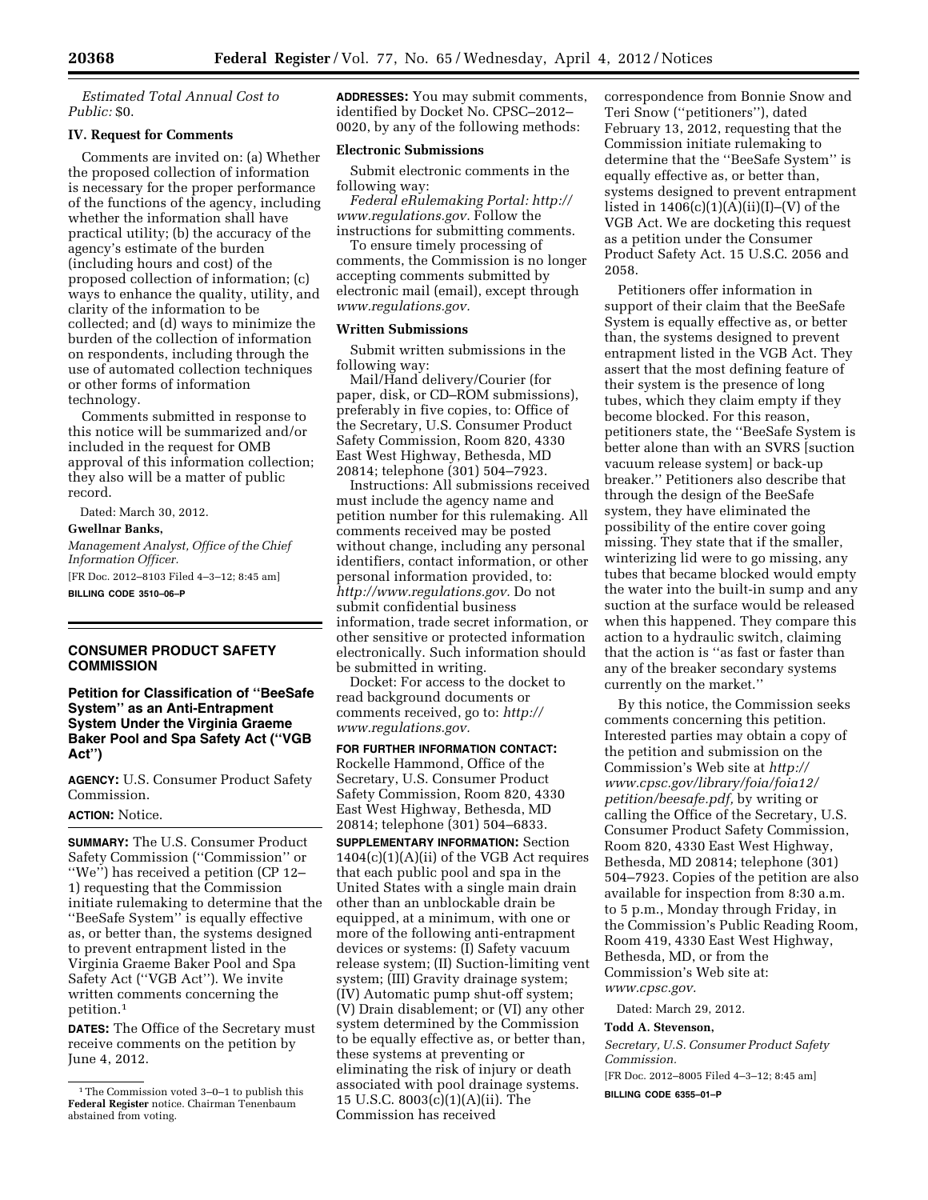*Estimated Total Annual Cost to Public:* $0.

## IV. Request for Comments

Comments are invited on: (a) Whether the proposed collection of information is necessary for the proper performance of the functions of the agency, including whether the information shall have practical utility; (b) the accuracy of the agency's estimate of the burden (including hours and cost) of the proposed collection of information; (c) ways to enhance the quality, utility, and clarity of the information to be collected; and (d) ways to minimize the burden of the collection of information on respondents, including through the use of automated collection techniques or other forms of information technology.

Comments submitted in response to this notice will be summarized and/or included in the request for OMB approval of this information collection; they also will be a matter of public record.

Dated: March 30, 2012.

**Gwellnar Banks,**

*Management Analyst, Office of the Chief Information Officer.*

[FR Doc. 2012–8103 Filed 4–3–12; 8:45 am]

**BILLING CODE 3510–06–P**

---

# CONSUMER PRODUCT SAFETY COMMISSION

## Petition for Classification of "BeeSafe System" as an Anti-Entrapment System Under the Virginia Graeme Baker Pool and Spa Safety Act ("VGB Act")

**AGENCY:** U.S. Consumer Product Safety Commission.

**ACTION:** Notice.

**SUMMARY:** The U.S. Consumer Product Safety Commission ("Commission" or "We") has received a petition (CP 12–1) requesting that the Commission initiate rulemaking to determine that the "BeeSafe System" is equally effective as, or better than, the systems designed to prevent entrapment listed in the Virginia Graeme Baker Pool and Spa Safety Act ("VGB Act"). We invite written comments concerning the petition.[1]

**DATES:** The Office of the Secretary must receive comments on the petition by June 4, 2012.

**ADDRESSES:** You may submit comments, identified by Docket No. CPSC–2012–0020, by any of the following methods:

### Electronic Submissions

Submit electronic comments in the following way:

*Federal eRulemaking Portal: http://www.regulations.gov.* Follow the instructions for submitting comments.

To ensure timely processing of comments, the Commission is no longer accepting comments submitted by electronic mail (email), except through *www.regulations.gov.*

### Written Submissions

Submit written submissions in the following way:

Mail/Hand delivery/Courier (for paper, disk, or CD–ROM submissions), preferably in five copies, to: Office of the Secretary, U.S. Consumer Product Safety Commission, Room 820, 4330 East West Highway, Bethesda, MD 20814; telephone (301) 504–7923.

Instructions: All submissions received must include the agency name and petition number for this rulemaking. All comments received may be posted without change, including any personal identifiers, contact information, or other personal information provided, to: *http://www.regulations.gov.* Do not submit confidential business information, trade secret information, or other sensitive or protected information electronically. Such information should be submitted in writing.

Docket: For access to the docket to read background documents or comments received, go to: *http://www.regulations.gov.*

**FOR FURTHER INFORMATION CONTACT:** Rockelle Hammond, Office of the Secretary, U.S. Consumer Product Safety Commission, Room 820, 4330 East West Highway, Bethesda, MD 20814; telephone (301) 504–6833.

**SUPPLEMENTARY INFORMATION:** Section 1404(c)(1)(A)(ii) of the VGB Act requires that each public pool and spa in the United States with a single main drain other than an unblockable drain be equipped, at a minimum, with one or more of the following anti-entrapment devices or systems: (I) Safety vacuum release system; (II) Suction-limiting vent system; (III) Gravity drainage system; (IV) Automatic pump shut-off system; (V) Drain disablement; or (VI) any other system determined by the Commission to be equally effective as, or better than, these systems at preventing or eliminating the risk of injury or death associated with pool drainage systems. 15 U.S.C. 8003(c)(1)(A)(ii). The Commission has received correspondence from Bonnie Snow and Teri Snow ("petitioners"), dated February 13, 2012, requesting that the Commission initiate rulemaking to determine that the "BeeSafe System" is equally effective as, or better than, systems designed to prevent entrapment listed in 1406(c)(1)(A)(ii)(I)–(V) of the VGB Act. We are docketing this request as a petition under the Consumer Product Safety Act. 15 U.S.C. 2056 and 2058.

Petitioners offer information in support of their claim that the BeeSafe System is equally effective as, or better than, the systems designed to prevent entrapment listed in the VGB Act. They assert that the most defining feature of their system is the presence of long tubes, which they claim empty if they become blocked. For this reason, petitioners state, the "BeeSafe System is better alone than with an SVRS [suction vacuum release system] or back-up breaker." Petitioners also describe that through the design of the BeeSafe system, they have eliminated the possibility of the entire cover going missing. They state that if the smaller, winterizing lid were to go missing, any tubes that became blocked would empty the water into the built-in sump and any suction at the surface would be released when this happened. They compare this action to a hydraulic switch, claiming that the action is "as fast or faster than any of the breaker secondary systems currently on the market."

By this notice, the Commission seeks comments concerning this petition. Interested parties may obtain a copy of the petition and submission on the Commission's Web site at *http://www.cpsc.gov/library/foia/foia12/petition/beesafe.pdf,* by writing or calling the Office of the Secretary, U.S. Consumer Product Safety Commission, Room 820, 4330 East West Highway, Bethesda, MD 20814; telephone (301) 504–7923. Copies of the petition are also available for inspection from 8:30 a.m. to 5 p.m., Monday through Friday, in the Commission's Public Reading Room, Room 419, 4330 East West Highway, Bethesda, MD, or from the Commission's Web site at: *www.cpsc.gov.*

Dated: March 29, 2012.

**Todd A. Stevenson,**

*Secretary, U.S. Consumer Product Safety Commission.*

[FR Doc. 2012–8005 Filed 4–3–12; 8:45 am]

**BILLING CODE 6355–01–P**

---

[1] The Commission voted 3–0–1 to publish this **Federal Register** notice. Chairman Tenenbaum abstained from voting.